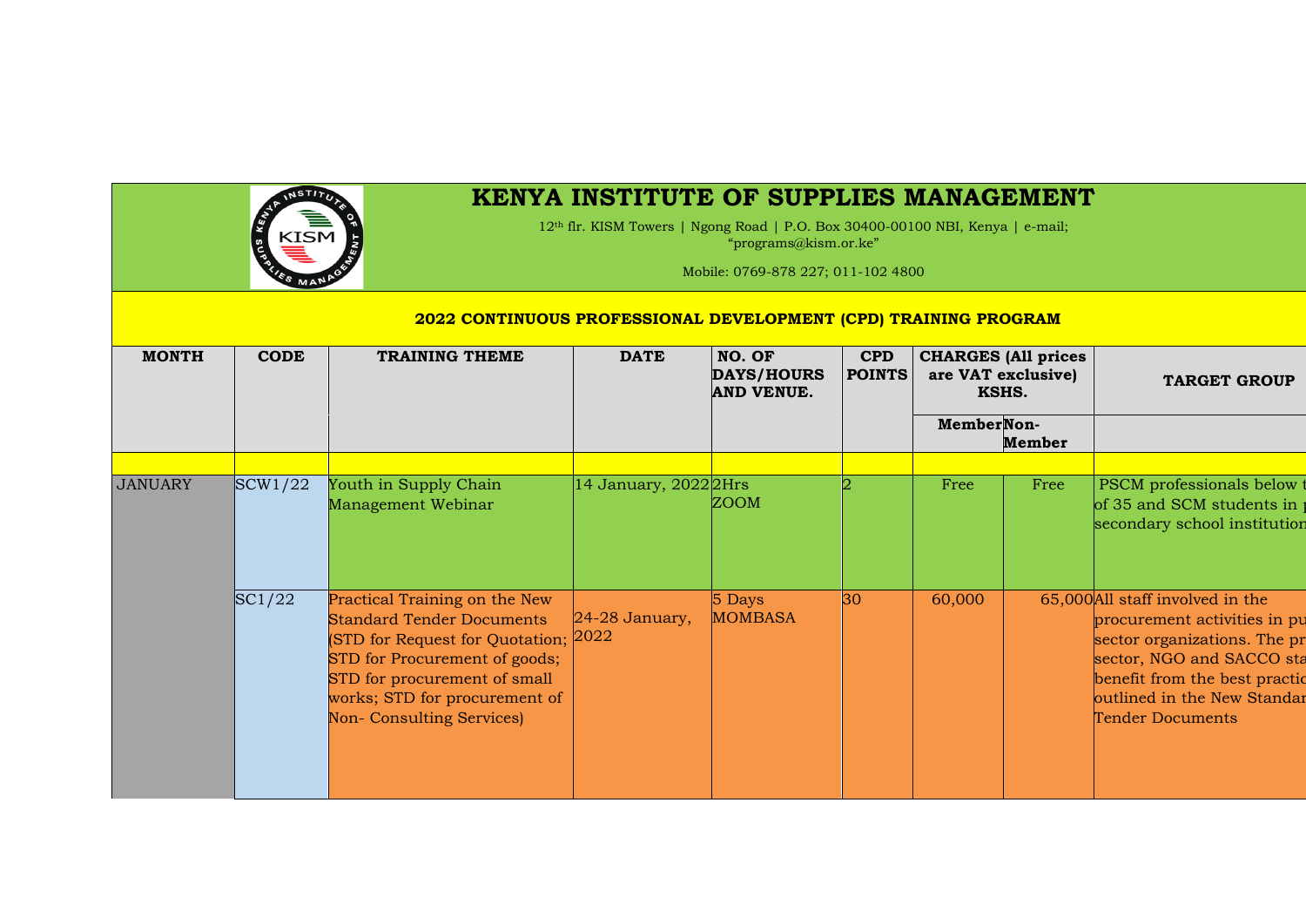# KENYA INSTITUTE OF SUPPLIES MANAGEMENT

12th flr. KISM Towers | Ngong Road | P.O. Box 30400-00100 NBI, Kenya | e-mail; "programs@kism.or.ke"

Mobile: 0769-878 227; 011-102 4800

## 2022 CONTINUOUS PROFESSIONAL DEVELOPMENT (CPD) TRAINING PROGRAM

| MONTH | CODE | TRAINING THEME | DATE | NO. OF DAYS/HOURS AND VENUE. | CPD POINTS | CHARGES (All prices are VAT exclusive) KSHS. | | TARGET GROUP |
|---|---|---|---|---|---|---|---|---|
| | | | | | | Member | Non-Member | |
| JANUARY | SCW1/22 | Youth in Supply Chain Management Webinar | 14 January, 2022 | 2Hrs ZOOM | 2 | Free | Free | PSCM professionals below t of 35 and SCM students in p secondary school institution |
| | SC1/22 | Practical Training on the New Standard Tender Documents (STD for Request for Quotation; STD for Procurement of goods; STD for procurement of small works; STD for procurement of Non- Consulting Services) | 24-28 January, 2022 | 5 Days MOMBASA | 30 | 60,000 | 65,000 | All staff involved in the procurement activities in pu sector organizations. The pr sector, NGO and SACCO sta benefit from the best practic outlined in the New Standar Tender Documents |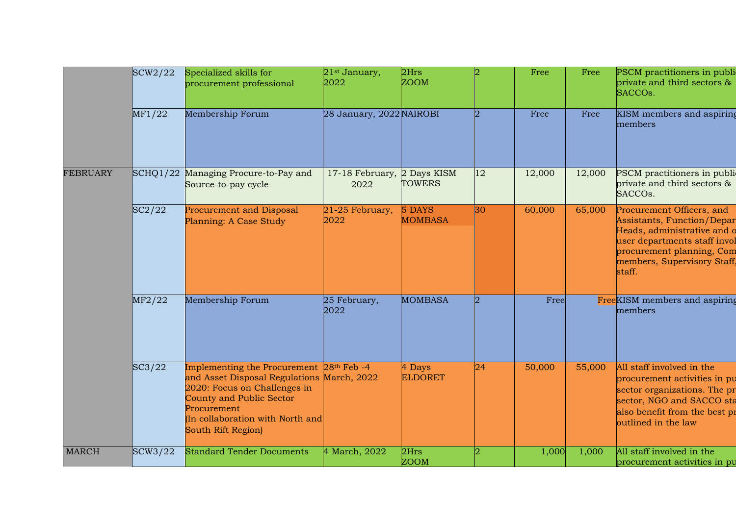| | | | | | | | | |
|---|---|---|---|---|---|---|---|---|
| | SCW2/22 | Specialized skills for procurement professional | 21st January, 2022 | 2Hrs ZOOM | 2 | Free | Free | PSCM practitioners in public private and third sectors & SACCOs. |
| | MF1/22 | Membership Forum | 28 January, 2022 | NAIROBI | 2 | Free | Free | KISM members and aspiring members |
| FEBRUARY | SCHQ1/22 | Managing Procure-to-Pay and Source-to-pay cycle | 17-18 February, 2022 | 2 Days KISM TOWERS | 12 | 12,000 | 12,000 | PSCM practitioners in public private and third sectors & SACCOs. |
| | SC2/22 | Procurement and Disposal Planning: A Case Study | 21-25 February, 2022 | 5 DAYS MOMBASA | 30 | 60,000 | 65,000 | Procurement Officers, and Assistants, Function/Depar Heads, administrative and o user departments staff invol procurement planning, Com members, Supervisory Staff, staff. |
| | MF2/22 | Membership Forum | 25 February, 2022 | MOMBASA | 2 | Free | Free | KISM members and aspiring members |
| | SC3/22 | Implementing the Procurement and Asset Disposal Regulations 2020: Focus on Challenges in County and Public Sector Procurement (In collaboration with North and South Rift Region) | 28th Feb -4 March, 2022 | 4 Days ELDORET | 24 | 50,000 | 55,000 | All staff involved in the procurement activities in pu sector organizations. The pr sector, NGO and SACCO sta also benefit from the best pr outlined in the law |
| MARCH | SCW3/22 | Standard Tender Documents | 4 March, 2022 | 2Hrs ZOOM | 2 | 1,000 | 1,000 | All staff involved in the procurement activities in pu |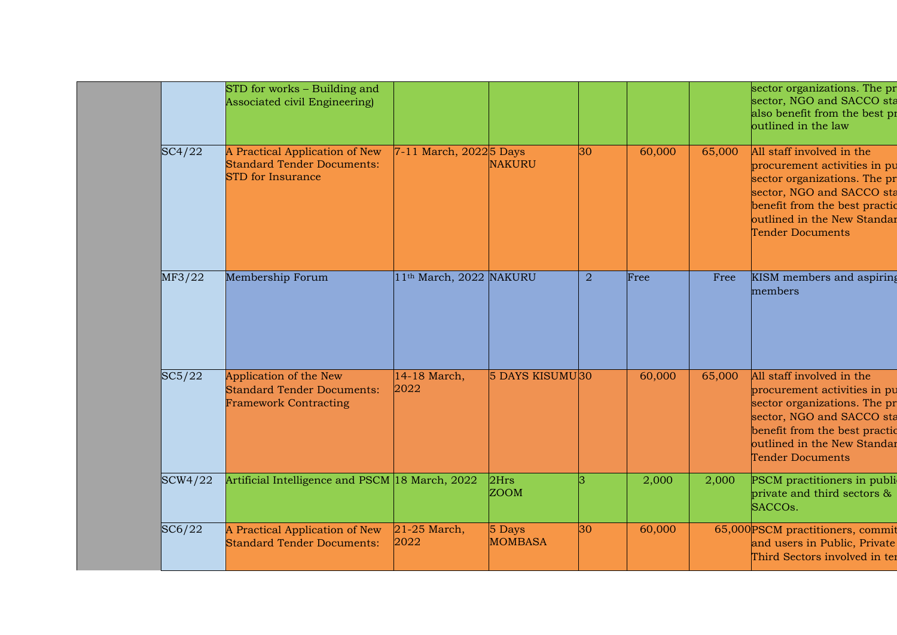| | | | | | | | |
|---|---|---|---|---|---|---|---|
| | | STD for works – Building and Associated civil Engineering) | | | | | sector organizations. The pr sector, NGO and SACCO sta also benefit from the best pr outlined in the law |
| | SC4/22 | A Practical Application of New Standard Tender Documents: STD for Insurance | 7-11 March, 2022 | 5 Days NAKURU | 30 | 60,000 | 65,000 | All staff involved in the procurement activities in pu sector organizations. The pr sector, NGO and SACCO sta benefit from the best practic outlined in the New Standar Tender Documents |
| | MF3/22 | Membership Forum | 11th March, 2022 | NAKURU | 2 | Free | Free | KISM members and aspiring members |
| | SC5/22 | Application of the New Standard Tender Documents: Framework Contracting | 14-18 March, 2022 | 5 DAYS KISUMU | 30 | 60,000 | 65,000 | All staff involved in the procurement activities in pu sector organizations. The pr sector, NGO and SACCO sta benefit from the best practic outlined in the New Standar Tender Documents |
| | SCW4/22 | Artificial Intelligence and PSCM | 18 March, 2022 | 2Hrs ZOOM | 3 | 2,000 | 2,000 | PSCM practitioners in publi private and third sectors & SACCOs. |
| | SC6/22 | A Practical Application of New Standard Tender Documents: | 21-25 March, 2022 | 5 Days MOMBASA | 30 | 60,000 | 65,000 | PSCM practitioners, commit and users in Public, Private Third Sectors involved in ter |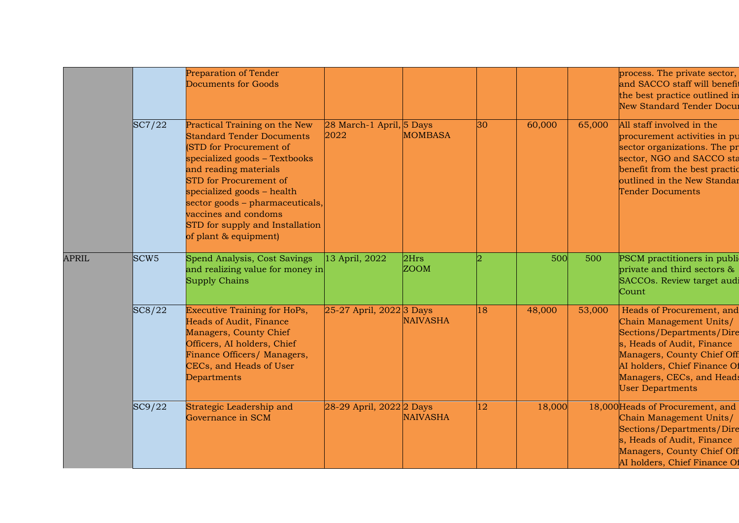|  |  |  |  |  |  |  |  |  |
|---|---|---|---|---|---|---|---|---|
|  |  | Preparation of Tender Documents for Goods |  |  |  |  |  | process. The private sector, and SACCO staff will benefit the best practice outlined in New Standard Tender Docum |
|  | SC7/22 | Practical Training on the New Standard Tender Documents (STD for Procurement of specialized goods – Textbooks and reading materials STD for Procurement of specialized goods – health sector goods – pharmaceuticals, vaccines and condoms STD for supply and Installation of plant & equipment) | 28 March-1 April, 2022 | 5 Days MOMBASA | 30 | 60,000 | 65,000 | All staff involved in the procurement activities in pu sector organizations. The pr sector, NGO and SACCO sta benefit from the best practic outlined in the New Standar Tender Documents |
| APRIL | SCW5 | Spend Analysis, Cost Savings and realizing value for money in Supply Chains | 13 April, 2022 | 2Hrs ZOOM | 2 | 500 | 500 | PSCM practitioners in publi private and third sectors & SACCOs. Review target audi Count |
|  | SC8/22 | Executive Training for HoPs, Heads of Audit, Finance Managers, County Chief Officers, AI holders, Chief Finance Officers/ Managers, CECs, and Heads of User Departments | 25-27 April, 2022 | 3 Days NAIVASHA | 18 | 48,000 | 53,000 | Heads of Procurement, and Chain Management Units/ Sections/Departments/Dire s, Heads of Audit, Finance Managers, County Chief Offi AI holders, Chief Finance Of Managers, CECs, and Heads User Departments |
|  | SC9/22 | Strategic Leadership and Governance in SCM | 28-29 April, 2022 | 2 Days NAIVASHA | 12 | 18,000 | 18,000 | Heads of Procurement, and Chain Management Units/ Sections/Departments/Dire s, Heads of Audit, Finance Managers, County Chief Offi AI holders, Chief Finance Of |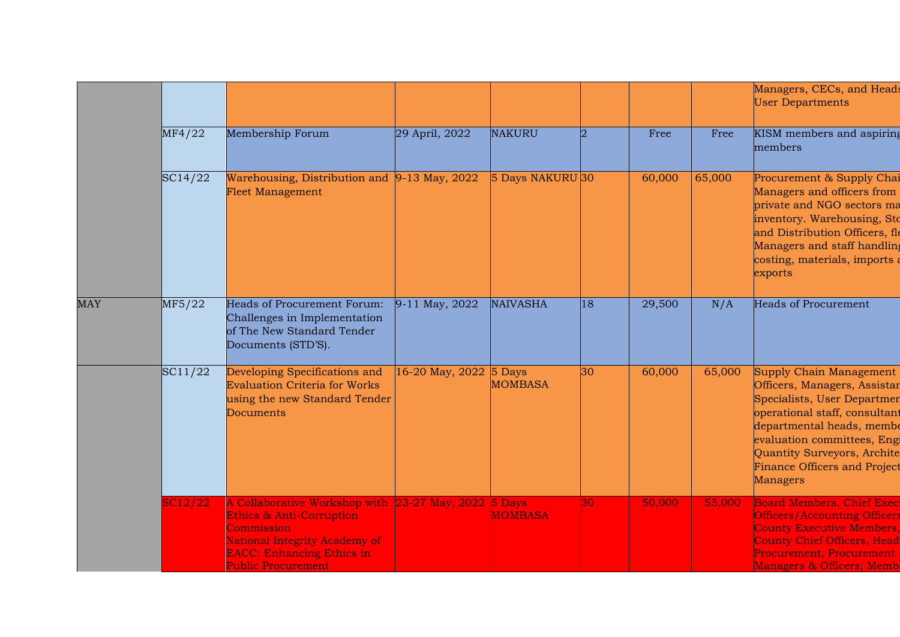| | | | | | | | | |
|---|---|---|---|---|---|---|---|---|
| | | | | | | | | Managers, CECs, and Heads User Departments |
| | MF4/22 | Membership Forum | 29 April, 2022 | NAKURU | 2 | Free | Free | KISM members and aspiring members |
| | SC14/22 | Warehousing, Distribution and Fleet Management | 9-13 May, 2022 | 5 Days NAKURU | 30 | 60,000 | 65,000 | Procurement & Supply Chai Managers and officers from private and NGO sectors ma inventory. Warehousing, Sto and Distribution Officers, fle Managers and staff handling costing, materials, imports a exports |
| MAY | MF5/22 | Heads of Procurement Forum: Challenges in Implementation of The New Standard Tender Documents (STD'S). | 9-11 May, 2022 | NAIVASHA | 18 | 29,500 | N/A | Heads of Procurement |
| | SC11/22 | Developing Specifications and Evaluation Criteria for Works using the new Standard Tender Documents | 16-20 May, 2022 | 5 Days MOMBASA | 30 | 60,000 | 65,000 | Supply Chain Management Officers, Managers, Assistan Specialists, User Departmen operational staff, consultant departmental heads, membe evaluation committees, Engi Quantity Surveyors, Archite Finance Officers and Project Managers |
| | SC12/22 | A Collaborative Workshop with Ethics & Anti-Corruption Commission National Integrity Academy of EACC: Enhancing Ethics in Public Procurement | 23-27 May, 2022 | 5 Days MOMBASA | 30 | 50,000 | 55,000 | Board Members, Chief Exec Officers/Accounting Officers County Executive Members, County Chief Officers, Head Procurement, Procurement Managers & Officers; Memb |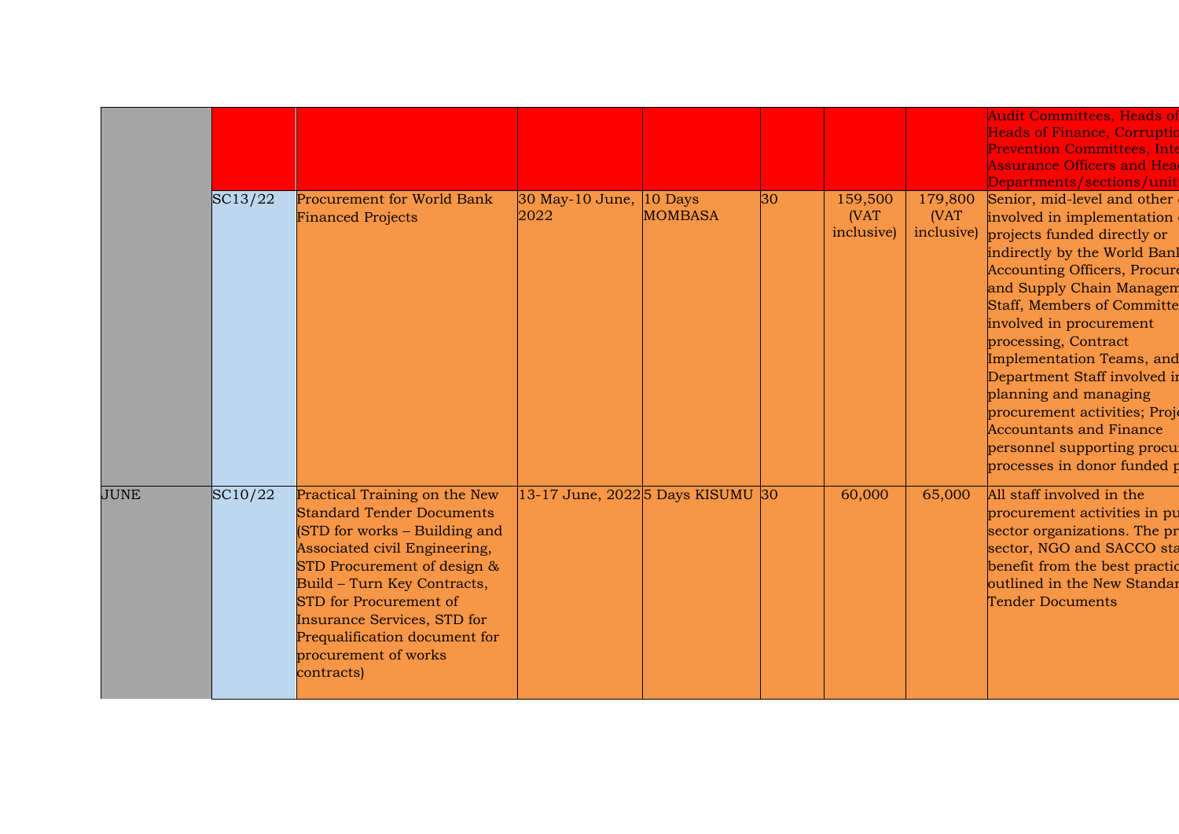| | | | | | | | | |
|---|---|---|---|---|---|---|---|---|
| | | | | | | | | Audit Committees, Heads of Heads of Finance, Corruption Prevention Committees, Inte Assurance Officers and Hea Departments/sections/unit |
| | SC13/22 | Procurement for World Bank Financed Projects | 30 May-10 June, 2022 | 10 Days MOMBASA | 30 | 159,500 (VAT inclusive) | 179,800 (VAT inclusive) | Senior, mid-level and other involved in implementation projects funded directly or indirectly by the World Bank Accounting Officers, Procure and Supply Chain Managem Staff, Members of Committe involved in procurement processing, Contract Implementation Teams, and Department Staff involved in planning and managing procurement activities; Proje Accountants and Finance personnel supporting procur processes in donor funded p |
| JUNE | SC10/22 | Practical Training on the New Standard Tender Documents (STD for works – Building and Associated civil Engineering, STD Procurement of design & Build – Turn Key Contracts, STD for Procurement of Insurance Services, STD for Prequalification document for procurement of works contracts) | 13-17 June, 2022 | 5 Days KISUMU | 30 | 60,000 | 65,000 | All staff involved in the procurement activities in pu sector organizations. The pr sector, NGO and SACCO sta benefit from the best practic outlined in the New Standar Tender Documents |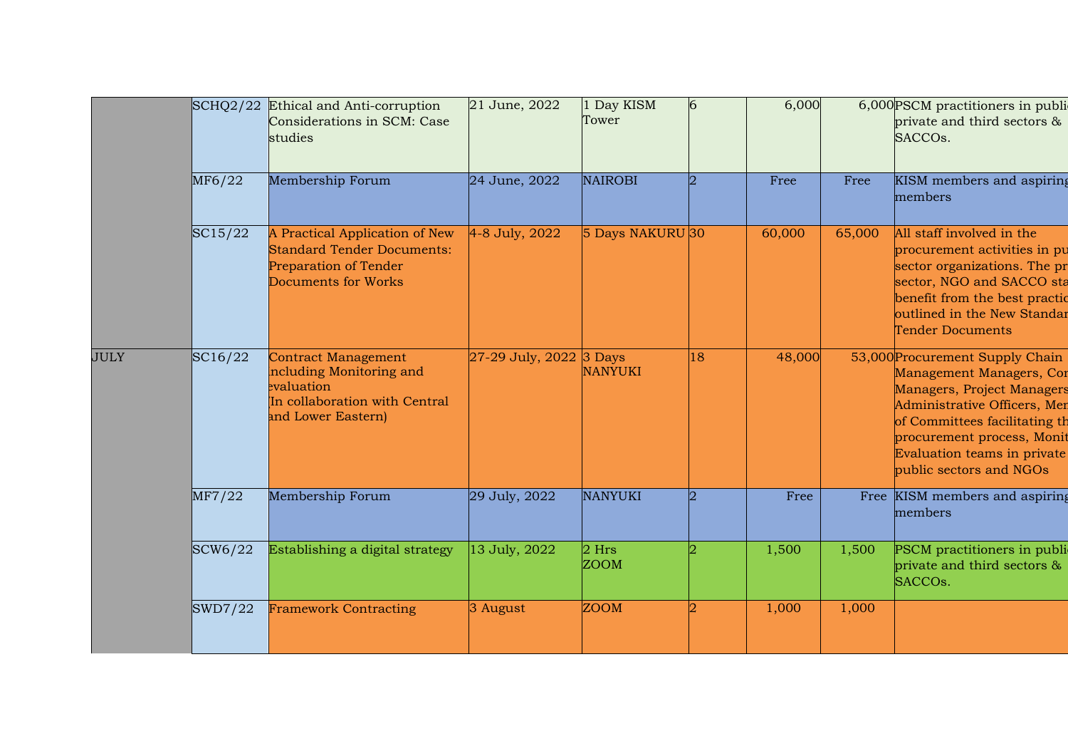|  |  |  |  |  |  |  |  |  |
|---|---|---|---|---|---|---|---|---|
|  | SCHQ2/22 | Ethical and Anti-corruption Considerations in SCM: Case studies | 21 June, 2022 | 1 Day KISM Tower | 6 | 6,000 | 6,000 | PSCM practitioners in publi private and third sectors & SACCOs. |
|  | MF6/22 | Membership Forum | 24 June, 2022 | NAIROBI | 2 | Free | Free | KISM members and aspiring members |
|  | SC15/22 | A Practical Application of New Standard Tender Documents: Preparation of Tender Documents for Works | 4-8 July, 2022 | 5 Days NAKURU | 30 | 60,000 | 65,000 | All staff involved in the procurement activities in pu sector organizations. The pr sector, NGO and SACCO sta benefit from the best practic outlined in the New Standar Tender Documents |
| JULY | SC16/22 | Contract Management including Monitoring and evaluation (In collaboration with Central and Lower Eastern) | 27-29 July, 2022 | 3 Days NANYUKI | 18 | 48,000 | 53,000 | Procurement Supply Chain Management Managers, Con Managers, Project Managers Administrative Officers, Mem of Committees facilitating th procurement process, Monit Evaluation teams in private public sectors and NGOs |
|  | MF7/22 | Membership Forum | 29 July, 2022 | NANYUKI | 2 | Free | Free | KISM members and aspiring members |
|  | SCW6/22 | Establishing a digital strategy | 13 July, 2022 | 2 Hrs ZOOM | 2 | 1,500 | 1,500 | PSCM practitioners in publi private and third sectors & SACCOs. |
|  | SWD7/22 | Framework Contracting | 3 August | ZOOM | 2 | 1,000 | 1,000 |  |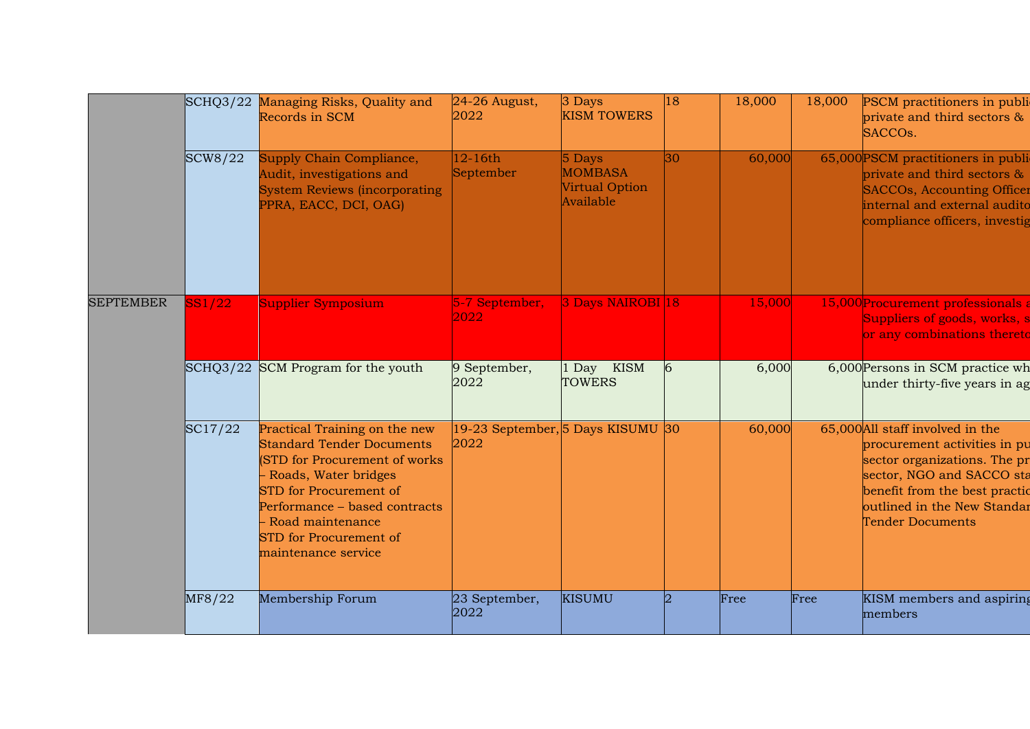| | | | | | | | |
|---|---|---|---|---|---|---|---|
| | SCHQ3/22 | Managing Risks, Quality and Records in SCM | 24-26 August, 2022 | 3 Days KISM TOWERS | 18 | 18,000 | 18,000 | PSCM practitioners in publi private and third sectors & SACCOs. |
| | SCW8/22 | Supply Chain Compliance, Audit, investigations and System Reviews (incorporating PPRA, EACC, DCI, OAG) | 12-16th September | 5 Days MOMBASA Virtual Option Available | 30 | 60,000 | 65,000 | PSCM practitioners in publi private and third sectors & SACCOs, Accounting Officer internal and external audito compliance officers, investig |
| SEPTEMBER | SS1/22 | Supplier Symposium | 5-7 September, 2022 | 3 Days NAIROBI | 18 | 15,000 | 15,000 | Procurement professionals a Suppliers of goods, works, s or any combinations thereto |
| | SCHQ3/22 | SCM Program for the youth | 9 September, 2022 | 1 Day KISM TOWERS | 6 | 6,000 | 6,000 | Persons in SCM practice wh under thirty-five years in ag |
| | SC17/22 | Practical Training on the new Standard Tender Documents (STD for Procurement of works – Roads, Water bridges STD for Procurement of Performance – based contracts – Road maintenance STD for Procurement of maintenance service | 19-23 September, 2022 | 5 Days KISUMU | 30 | 60,000 | 65,000 | All staff involved in the procurement activities in pu sector organizations. The pr sector, NGO and SACCO sta benefit from the best practic outlined in the New Standar Tender Documents |
| | MF8/22 | Membership Forum | 23 September, 2022 | KISUMU | 2 | Free | Free | KISM members and aspiring members |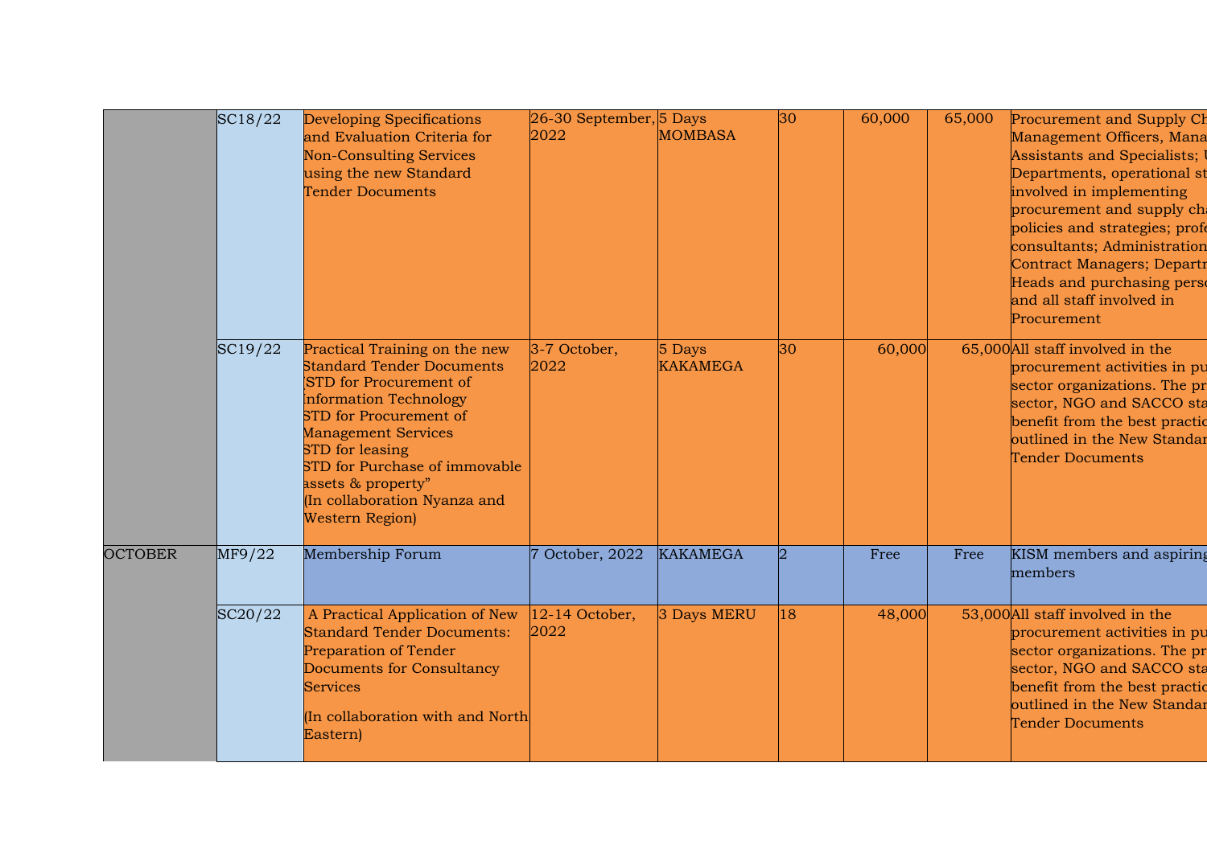| | | | | | | | | |
|---|---|---|---|---|---|---|---|---|
| | SC18/22 | Developing Specifications and Evaluation Criteria for Non-Consulting Services using the new Standard Tender Documents | 26-30 September, 2022 | 5 Days MOMBASA | 30 | 60,000 | 65,000 | Procurement and Supply Ch Management Officers, Mana Assistants and Specialists; U Departments, operational st involved in implementing procurement and supply cha policies and strategies; profe consultants; Administration Contract Managers; Departm Heads and purchasing perso and all staff involved in Procurement |
| | SC19/22 | Practical Training on the new Standard Tender Documents (STD for Procurement of Information Technology STD for Procurement of Management Services STD for leasing STD for Purchase of immovable assets & property" (In collaboration Nyanza and Western Region) | 3-7 October, 2022 | 5 Days KAKAMEGA | 30 | 60,000 | 65,000 | All staff involved in the procurement activities in pu sector organizations. The pr sector, NGO and SACCO sta benefit from the best practic outlined in the New Standar Tender Documents |
| OCTOBER | MF9/22 | Membership Forum | 7 October, 2022 | KAKAMEGA | 2 | Free | Free | KISM members and aspiring members |
| | SC20/22 | A Practical Application of New Standard Tender Documents: Preparation of Tender Documents for Consultancy Services (In collaboration with and North Eastern) | 12-14 October, 2022 | 3 Days MERU | 18 | 48,000 | 53,000 | All staff involved in the procurement activities in pu sector organizations. The pr sector, NGO and SACCO sta benefit from the best practic outlined in the New Standar Tender Documents |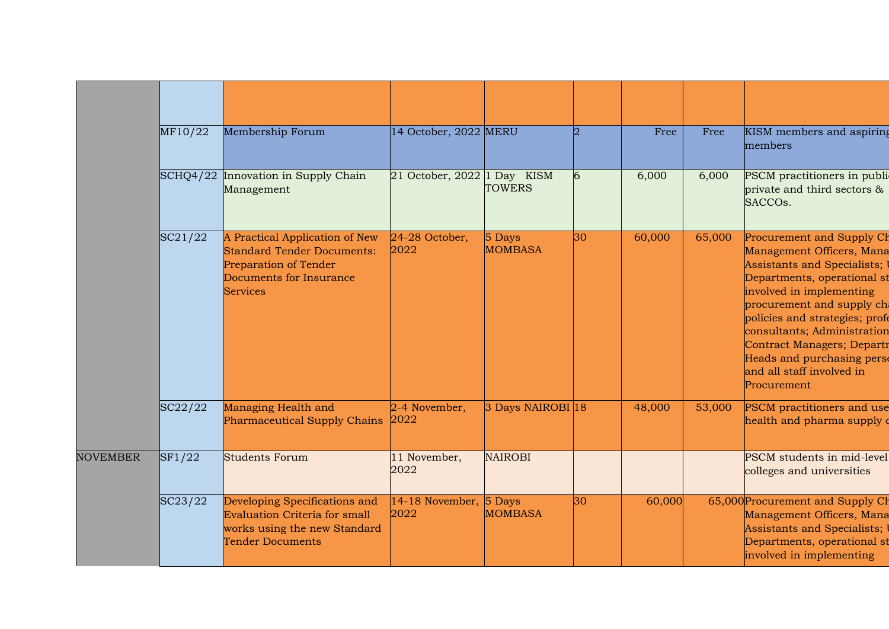| | | | | | | | | |
|---|---|---|---|---|---|---|---|---|
| | | | | | | | | |
| | MF10/22 | Membership Forum | 14 October, 2022 | MERU | 2 | Free | Free | KISM members and aspiring members |
| | SCHQ4/22 | Innovation in Supply Chain Management | 21 October, 2022 | 1 Day KISM TOWERS | 6 | 6,000 | 6,000 | PSCM practitioners in publi private and third sectors & SACCOs. |
| | SC21/22 | A Practical Application of New Standard Tender Documents: Preparation of Tender Documents for Insurance Services | 24-28 October, 2022 | 5 Days MOMBASA | 30 | 60,000 | 65,000 | Procurement and Supply Ch Management Officers, Mana Assistants and Specialists; U Departments, operational st involved in implementing procurement and supply cha policies and strategies; profe consultants; Administration Contract Managers; Departm Heads and purchasing perso and all staff involved in Procurement |
| | SC22/22 | Managing Health and Pharmaceutical Supply Chains | 2-4 November, 2022 | 3 Days NAIROBI | 18 | 48,000 | 53,000 | PSCM practitioners and use health and pharma supply c |
| NOVEMBER | SF1/22 | Students Forum | 11 November, 2022 | NAIROBI | | | | PSCM students in mid-level colleges and universities |
| | SC23/22 | Developing Specifications and Evaluation Criteria for small works using the new Standard Tender Documents | 14-18 November, 2022 | 5 Days MOMBASA | 30 | 60,000 | 65,000 | Procurement and Supply Ch Management Officers, Mana Assistants and Specialists; U Departments, operational st involved in implementing |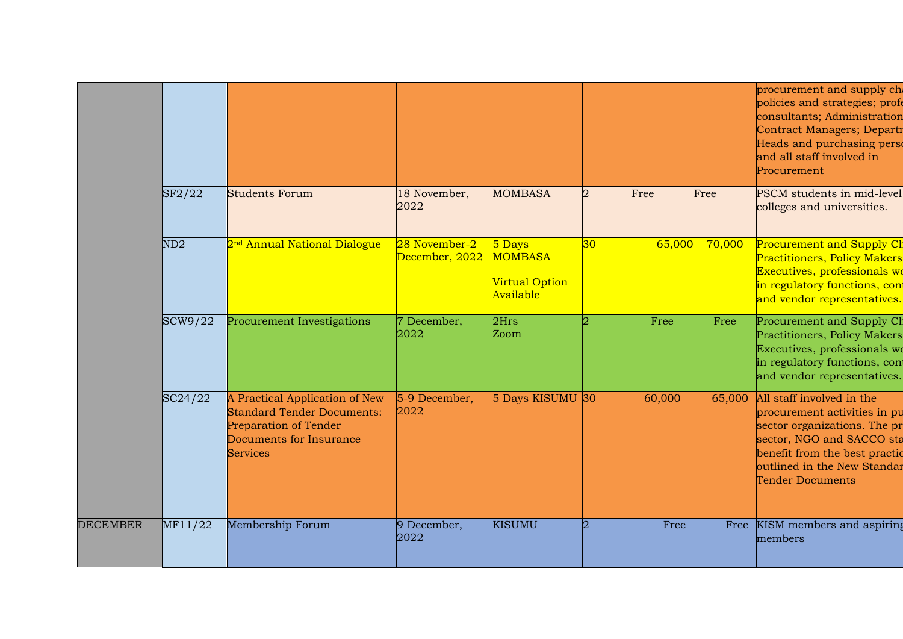|  |  |  |  |  |  |  |  | procurement and supply cha policies and strategies; profe consultants; Administration Contract Managers; Departm Heads and purchasing perso and all staff involved in Procurement |
|---|---|---|---|---|---|---|---|---|
|  | SF2/22 | Students Forum | 18 November, 2022 | MOMBASA | 2 | Free | Free | PSCM students in mid-level colleges and universities. |
|  | ND2 | 2nd Annual National Dialogue | 28 November-2 December, 2022 | 5 Days MOMBASA Virtual Option Available | 30 | 65,000 | 70,000 | Procurement and Supply Ch Practitioners, Policy Makers Executives, professionals wo in regulatory functions, cont and vendor representatives. |
|  | SCW9/22 | Procurement Investigations | 7 December, 2022 | 2Hrs Zoom | 2 | Free | Free | Procurement and Supply Ch Practitioners, Policy Makers Executives, professionals wo in regulatory functions, cont and vendor representatives. |
|  | SC24/22 | A Practical Application of New Standard Tender Documents: Preparation of Tender Documents for Insurance Services | 5-9 December, 2022 | 5 Days KISUMU | 30 | 60,000 | 65,000 | All staff involved in the procurement activities in pu sector organizations. The pr sector, NGO and SACCO sta benefit from the best practic outlined in the New Standar Tender Documents |
| DECEMBER | MF11/22 | Membership Forum | 9 December, 2022 | KISUMU | 2 | Free | Free | KISM members and aspiring members |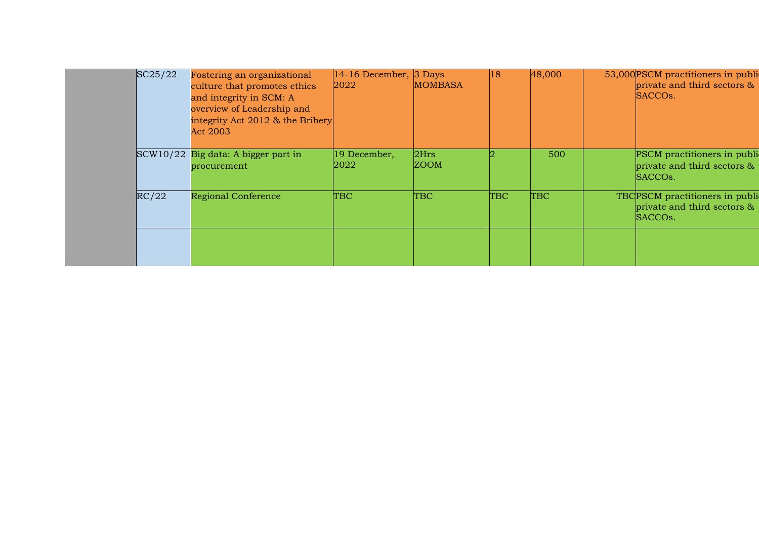| | | | | | | | | |
|---|---|---|---|---|---|---|---|---|
| | SC25/22 | Fostering an organizational culture that promotes ethics and integrity in SCM: A overview of Leadership and integrity Act 2012 & the Bribery Act 2003 | 14-16 December, 2022 | 3 Days MOMBASA | 18 | 48,000 | 53,000 | PSCM practitioners in public private and third sectors & SACCOs. |
| | SCW10/22 | Big data: A bigger part in procurement | 19 December, 2022 | 2Hrs ZOOM | 2 | 500 | | PSCM practitioners in public private and third sectors & SACCOs. |
| | RC/22 | Regional Conference | TBC | TBC | TBC | TBC | TBC | PSCM practitioners in public private and third sectors & SACCOs. |
| | | | | | | | | |